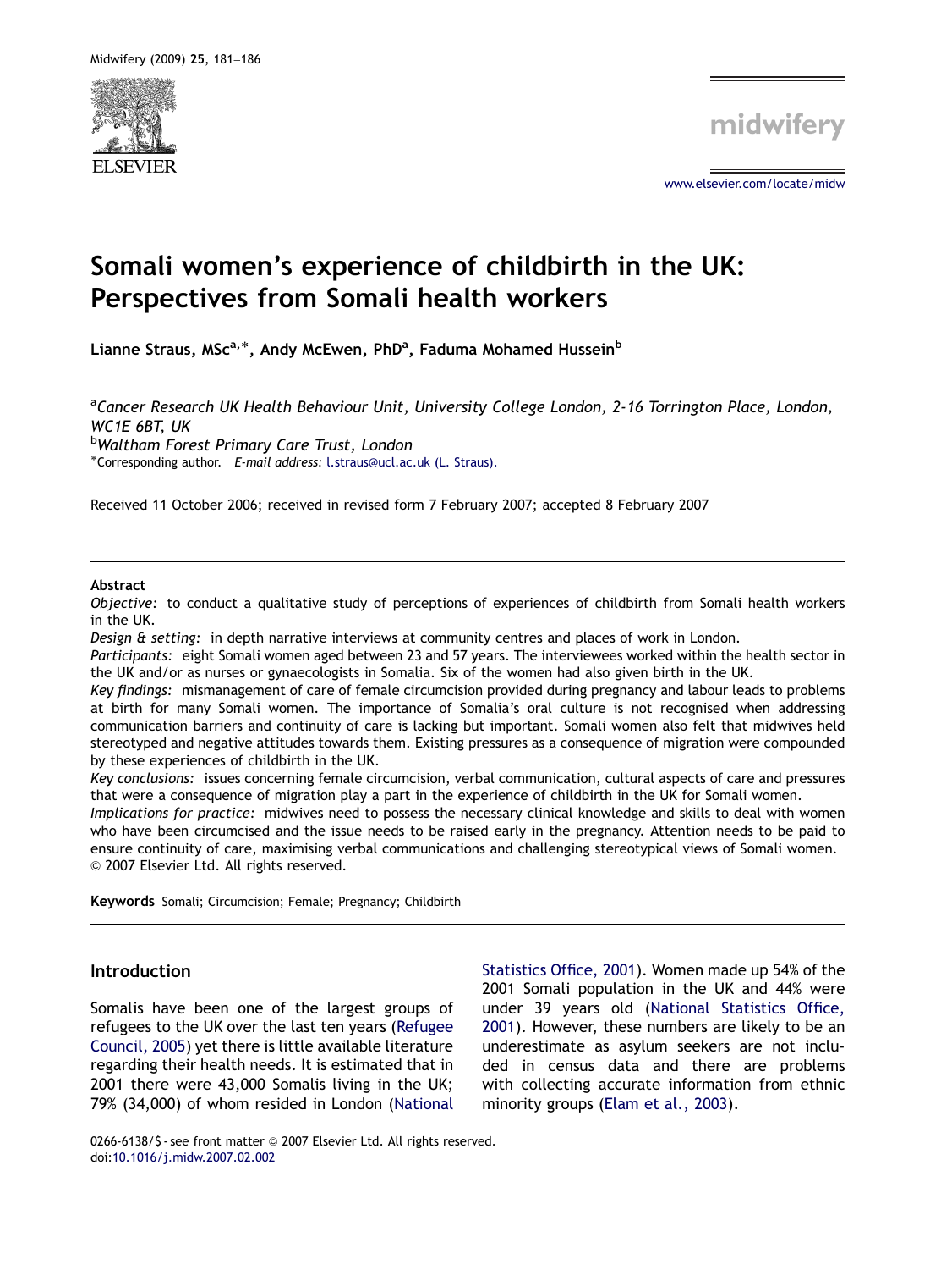# Somali women's experience of childbirth in the UK: Perspectives from Somali health workers

Lianne Straus, MSc[a,*], Andy McEwen, PhD[a], Faduma Mohamed Hussein[b]

[a]*Cancer Research UK Health Behaviour Unit, University College London, 2-16 Torrington Place, London, WC1E 6BT, UK*
[b]*Waltham Forest Primary Care Trust, London*
*Corresponding author. *E-mail address:* l.straus@ucl.ac.uk (L. Straus).

Received 11 October 2006; received in revised form 7 February 2007; accepted 8 February 2007

## Abstract

*Objective:* to conduct a qualitative study of perceptions of experiences of childbirth from Somali health workers in the UK.

*Design & setting:* in depth narrative interviews at community centres and places of work in London.

*Participants:* eight Somali women aged between 23 and 57 years. The interviewees worked within the health sector in the UK and/or as nurses or gynaecologists in Somalia. Six of the women had also given birth in the UK.

*Key findings:* mismanagement of care of female circumcision provided during pregnancy and labour leads to problems at birth for many Somali women. The importance of Somalia's oral culture is not recognised when addressing communication barriers and continuity of care is lacking but important. Somali women also felt that midwives held stereotyped and negative attitudes towards them. Existing pressures as a consequence of migration were compounded by these experiences of childbirth in the UK.

*Key conclusions:* issues concerning female circumcision, verbal communication, cultural aspects of care and pressures that were a consequence of migration play a part in the experience of childbirth in the UK for Somali women.

*Implications for practice:* midwives need to possess the necessary clinical knowledge and skills to deal with women who have been circumcised and the issue needs to be raised early in the pregnancy. Attention needs to be paid to ensure continuity of care, maximising verbal communications and challenging stereotypical views of Somali women.

© 2007 Elsevier Ltd. All rights reserved.

**Keywords** Somali; Circumcision; Female; Pregnancy; Childbirth

## Introduction

Somalis have been one of the largest groups of refugees to the UK over the last ten years (Refugee Council, 2005) yet there is little available literature regarding their health needs. It is estimated that in 2001 there were 43,000 Somalis living in the UK; 79% (34,000) of whom resided in London (National Statistics Office, 2001). Women made up 54% of the 2001 Somali population in the UK and 44% were under 39 years old (National Statistics Office, 2001). However, these numbers are likely to be an underestimate as asylum seekers are not included in census data and there are problems with collecting accurate information from ethnic minority groups (Elam et al., 2003).

0266-6138/$ - see front matter © 2007 Elsevier Ltd. All rights reserved.
doi:10.1016/j.midw.2007.02.002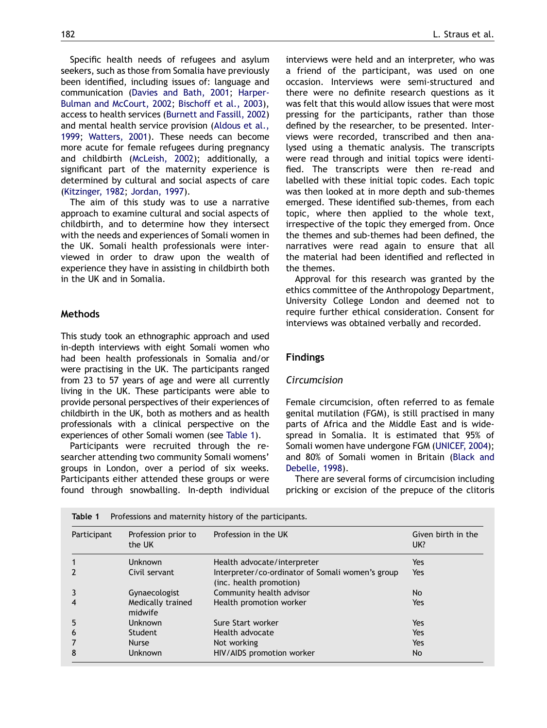Specific health needs of refugees and asylum seekers, such as those from Somalia have previously been identified, including issues of: language and communication (Davies and Bath, 2001; Harper-Bulman and McCourt, 2002; Bischoff et al., 2003), access to health services (Burnett and Fassill, 2002) and mental health service provision (Aldous et al., 1999; Watters, 2001). These needs can become more acute for female refugees during pregnancy and childbirth (McLeish, 2002); additionally, a significant part of the maternity experience is determined by cultural and social aspects of care (Kitzinger, 1982; Jordan, 1997).

The aim of this study was to use a narrative approach to examine cultural and social aspects of childbirth, and to determine how they intersect with the needs and experiences of Somali women in the UK. Somali health professionals were interviewed in order to draw upon the wealth of experience they have in assisting in childbirth both in the UK and in Somalia.

## Methods

This study took an ethnographic approach and used in-depth interviews with eight Somali women who had been health professionals in Somalia and/or were practising in the UK. The participants ranged from 23 to 57 years of age and were all currently living in the UK. These participants were able to provide personal perspectives of their experiences of childbirth in the UK, both as mothers and as health professionals with a clinical perspective on the experiences of other Somali women (see Table 1).

Participants were recruited through the researcher attending two community Somali womens' groups in London, over a period of six weeks. Participants either attended these groups or were found through snowballing. In-depth individual interviews were held and an interpreter, who was a friend of the participant, was used on one occasion. Interviews were semi-structured and there were no definite research questions as it was felt that this would allow issues that were most pressing for the participants, rather than those defined by the researcher, to be presented. Interviews were recorded, transcribed and then analysed using a thematic analysis. The transcripts were read through and initial topics were identified. The transcripts were then re-read and labelled with these initial topic codes. Each topic was then looked at in more depth and sub-themes emerged. These identified sub-themes, from each topic, where then applied to the whole text, irrespective of the topic they emerged from. Once the themes and sub-themes had been defined, the narratives were read again to ensure that all the material had been identified and reflected in the themes.

Approval for this research was granted by the ethics committee of the Anthropology Department, University College London and deemed not to require further ethical consideration. Consent for interviews was obtained verbally and recorded.

## Findings

### *Circumcision*

Female circumcision, often referred to as female genital mutilation (FGM), is still practised in many parts of Africa and the Middle East and is widespread in Somalia. It is estimated that 95% of Somali women have undergone FGM (UNICEF, 2004); and 80% of Somali women in Britain (Black and Debelle, 1998).

There are several forms of circumcision including pricking or excision of the prepuce of the clitoris

**Table 1** Professions and maternity history of the participants.

| Participant | Profession prior to the UK | Profession in the UK | Given birth in the UK? |
|---|---|---|---|
| 1 | Unknown | Health advocate/interpreter | Yes |
| 2 | Civil servant | Interpreter/co-ordinator of Somali women's group (inc. health promotion) | Yes |
| 3 | Gynaecologist | Community health advisor | No |
| 4 | Medically trained midwife | Health promotion worker | Yes |
| 5 | Unknown | Sure Start worker | Yes |
| 6 | Student | Health advocate | Yes |
| 7 | Nurse | Not working | Yes |
| 8 | Unknown | HIV/AIDS promotion worker | No |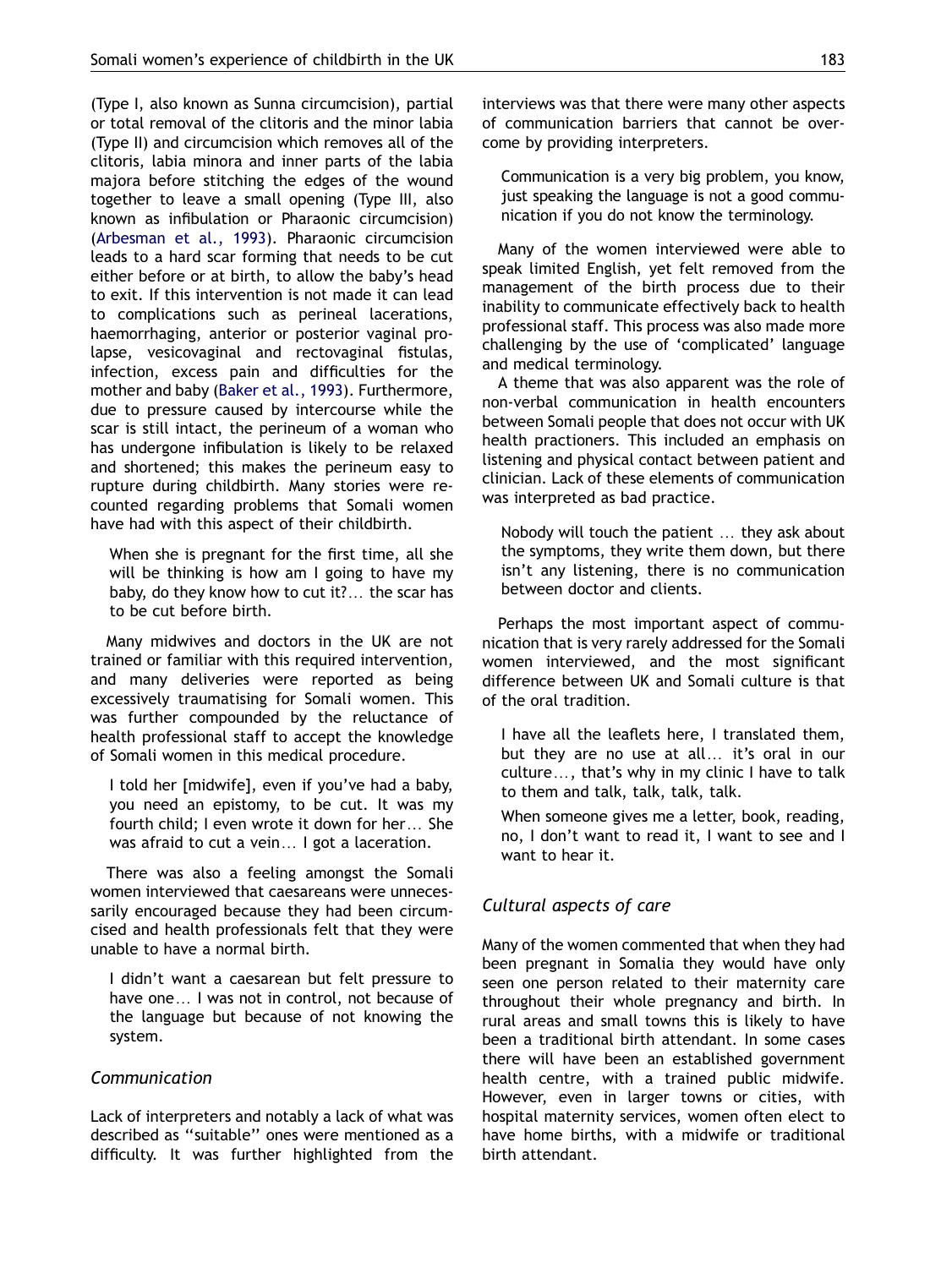(Type I, also known as Sunna circumcision), partial or total removal of the clitoris and the minor labia (Type II) and circumcision which removes all of the clitoris, labia minora and inner parts of the labia majora before stitching the edges of the wound together to leave a small opening (Type III, also known as infibulation or Pharaonic circumcision) (Arbesman et al., 1993). Pharaonic circumcision leads to a hard scar forming that needs to be cut either before or at birth, to allow the baby's head to exit. If this intervention is not made it can lead to complications such as perineal lacerations, haemorrhaging, anterior or posterior vaginal prolapse, vesicovaginal and rectovaginal fistulas, infection, excess pain and difficulties for the mother and baby (Baker et al., 1993). Furthermore, due to pressure caused by intercourse while the scar is still intact, the perineum of a woman who has undergone infibulation is likely to be relaxed and shortened; this makes the perineum easy to rupture during childbirth. Many stories were recounted regarding problems that Somali women have had with this aspect of their childbirth.

> When she is pregnant for the first time, all she will be thinking is how am I going to have my baby, do they know how to cut it?... the scar has to be cut before birth.

Many midwives and doctors in the UK are not trained or familiar with this required intervention, and many deliveries were reported as being excessively traumatising for Somali women. This was further compounded by the reluctance of health professional staff to accept the knowledge of Somali women in this medical procedure.

> I told her [midwife], even if you've had a baby, you need an epistomy, to be cut. It was my fourth child; I even wrote it down for her... She was afraid to cut a vein... I got a laceration.

There was also a feeling amongst the Somali women interviewed that caesareans were unnecessarily encouraged because they had been circumcised and health professionals felt that they were unable to have a normal birth.

> I didn't want a caesarean but felt pressure to have one... I was not in control, not because of the language but because of not knowing the system.

### *Communication*

Lack of interpreters and notably a lack of what was described as "suitable" ones were mentioned as a difficulty. It was further highlighted from the interviews was that there were many other aspects of communication barriers that cannot be overcome by providing interpreters.

> Communication is a very big problem, you know, just speaking the language is not a good communication if you do not know the terminology.

Many of the women interviewed were able to speak limited English, yet felt removed from the management of the birth process due to their inability to communicate effectively back to health professional staff. This process was also made more challenging by the use of 'complicated' language and medical terminology.

A theme that was also apparent was the role of non-verbal communication in health encounters between Somali people that does not occur with UK health practioners. This included an emphasis on listening and physical contact between patient and clinician. Lack of these elements of communication was interpreted as bad practice.

> Nobody will touch the patient ... they ask about the symptoms, they write them down, but there isn't any listening, there is no communication between doctor and clients.

Perhaps the most important aspect of communication that is very rarely addressed for the Somali women interviewed, and the most significant difference between UK and Somali culture is that of the oral tradition.

> I have all the leaflets here, I translated them, but they are no use at all... it's oral in our culture..., that's why in my clinic I have to talk to them and talk, talk, talk.
>
> When someone gives me a letter, book, reading, no, I don't want to read it, I want to see and I want to hear it.

### *Cultural aspects of care*

Many of the women commented that when they had been pregnant in Somalia they would have only seen one person related to their maternity care throughout their whole pregnancy and birth. In rural areas and small towns this is likely to have been a traditional birth attendant. In some cases there will have been an established government health centre, with a trained public midwife. However, even in larger towns or cities, with hospital maternity services, women often elect to have home births, with a midwife or traditional birth attendant.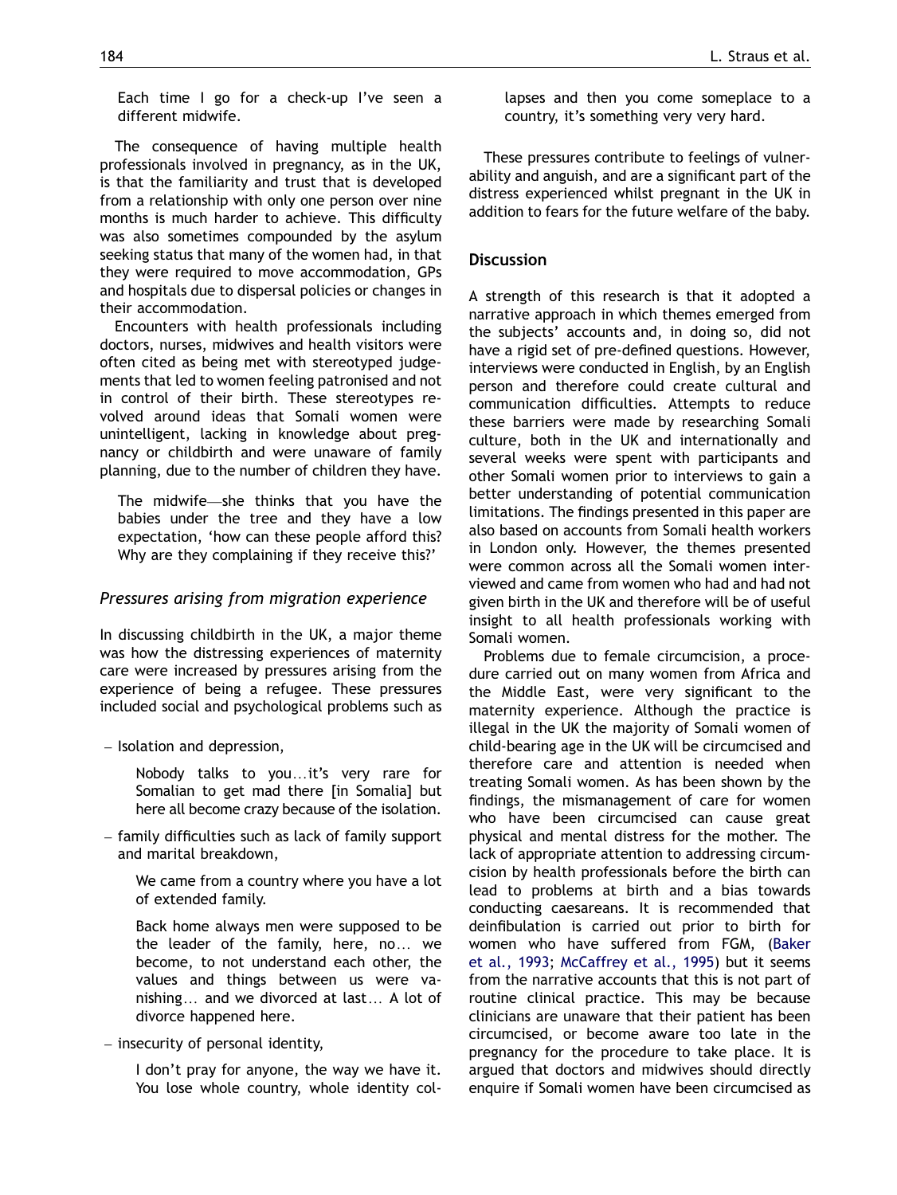> Each time I go for a check-up I've seen a different midwife.

The consequence of having multiple health professionals involved in pregnancy, as in the UK, is that the familiarity and trust that is developed from a relationship with only one person over nine months is much harder to achieve. This difficulty was also sometimes compounded by the asylum seeking status that many of the women had, in that they were required to move accommodation, GPs and hospitals due to dispersal policies or changes in their accommodation.

Encounters with health professionals including doctors, nurses, midwives and health visitors were often cited as being met with stereotyped judgements that led to women feeling patronised and not in control of their birth. These stereotypes revolved around ideas that Somali women were unintelligent, lacking in knowledge about pregnancy or childbirth and were unaware of family planning, due to the number of children they have.

> The midwife—she thinks that you have the babies under the tree and they have a low expectation, 'how can these people afford this? Why are they complaining if they receive this?'

### *Pressures arising from migration experience*

In discussing childbirth in the UK, a major theme was how the distressing experiences of maternity care were increased by pressures arising from the experience of being a refugee. These pressures included social and psychological problems such as

- Isolation and depression,

  > Nobody talks to you…it's very rare for Somalian to get mad there [in Somalia] but here all become crazy because of the isolation.

- family difficulties such as lack of family support and marital breakdown,

  > We came from a country where you have a lot of extended family.

  > Back home always men were supposed to be the leader of the family, here, no… we become, to not understand each other, the values and things between us were vanishing… and we divorced at last… A lot of divorce happened here.

- insecurity of personal identity,

  > I don't pray for anyone, the way we have it. You lose whole country, whole identity collapses and then you come someplace to a country, it's something very very hard.

These pressures contribute to feelings of vulnerability and anguish, and are a significant part of the distress experienced whilst pregnant in the UK in addition to fears for the future welfare of the baby.

## Discussion

A strength of this research is that it adopted a narrative approach in which themes emerged from the subjects' accounts and, in doing so, did not have a rigid set of pre-defined questions. However, interviews were conducted in English, by an English person and therefore could create cultural and communication difficulties. Attempts to reduce these barriers were made by researching Somali culture, both in the UK and internationally and several weeks were spent with participants and other Somali women prior to interviews to gain a better understanding of potential communication limitations. The findings presented in this paper are also based on accounts from Somali health workers in London only. However, the themes presented were common across all the Somali women interviewed and came from women who had and had not given birth in the UK and therefore will be of useful insight to all health professionals working with Somali women.

Problems due to female circumcision, a procedure carried out on many women from Africa and the Middle East, were very significant to the maternity experience. Although the practice is illegal in the UK the majority of Somali women of child-bearing age in the UK will be circumcised and therefore care and attention is needed when treating Somali women. As has been shown by the findings, the mismanagement of care for women who have been circumcised can cause great physical and mental distress for the mother. The lack of appropriate attention to addressing circumcision by health professionals before the birth can lead to problems at birth and a bias towards conducting caesareans. It is recommended that deinfibulation is carried out prior to birth for women who have suffered from FGM, (Baker et al., 1993; McCaffrey et al., 1995) but it seems from the narrative accounts that this is not part of routine clinical practice. This may be because clinicians are unaware that their patient has been circumcised, or become aware too late in the pregnancy for the procedure to take place. It is argued that doctors and midwives should directly enquire if Somali women have been circumcised as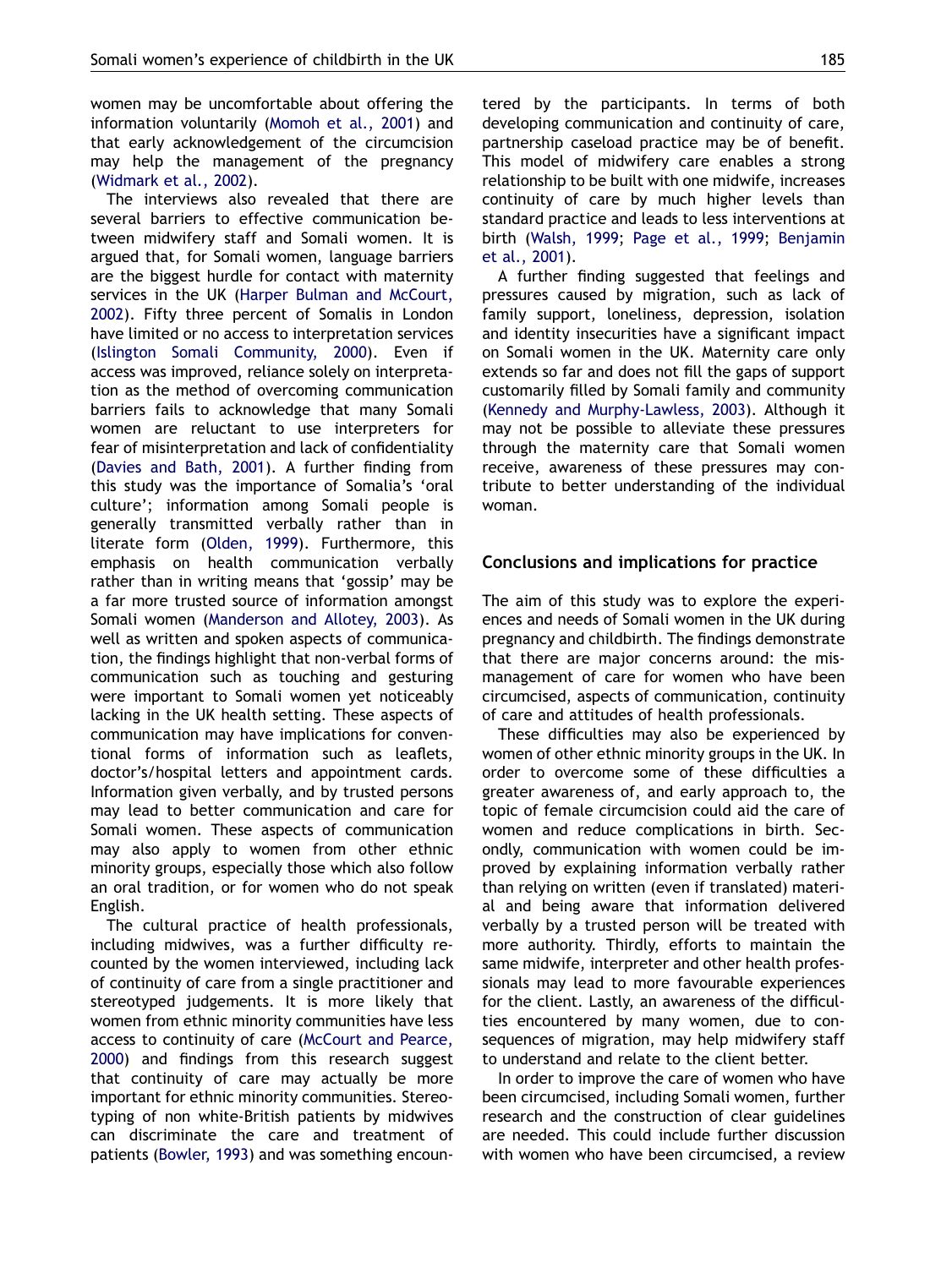women may be uncomfortable about offering the information voluntarily (Momoh et al., 2001) and that early acknowledgement of the circumcision may help the management of the pregnancy (Widmark et al., 2002).

The interviews also revealed that there are several barriers to effective communication between midwifery staff and Somali women. It is argued that, for Somali women, language barriers are the biggest hurdle for contact with maternity services in the UK (Harper Bulman and McCourt, 2002). Fifty three percent of Somalis in London have limited or no access to interpretation services (Islington Somali Community, 2000). Even if access was improved, reliance solely on interpretation as the method of overcoming communication barriers fails to acknowledge that many Somali women are reluctant to use interpreters for fear of misinterpretation and lack of confidentiality (Davies and Bath, 2001). A further finding from this study was the importance of Somalia's 'oral culture'; information among Somali people is generally transmitted verbally rather than in literate form (Olden, 1999). Furthermore, this emphasis on health communication verbally rather than in writing means that 'gossip' may be a far more trusted source of information amongst Somali women (Manderson and Allotey, 2003). As well as written and spoken aspects of communication, the findings highlight that non-verbal forms of communication such as touching and gesturing were important to Somali women yet noticeably lacking in the UK health setting. These aspects of communication may have implications for conventional forms of information such as leaflets, doctor's/hospital letters and appointment cards. Information given verbally, and by trusted persons may lead to better communication and care for Somali women. These aspects of communication may also apply to women from other ethnic minority groups, especially those which also follow an oral tradition, or for women who do not speak English.

The cultural practice of health professionals, including midwives, was a further difficulty recounted by the women interviewed, including lack of continuity of care from a single practitioner and stereotyped judgements. It is more likely that women from ethnic minority communities have less access to continuity of care (McCourt and Pearce, 2000) and findings from this research suggest that continuity of care may actually be more important for ethnic minority communities. Stereotyping of non white-British patients by midwives can discriminate the care and treatment of patients (Bowler, 1993) and was something encountered by the participants. In terms of both developing communication and continuity of care, partnership caseload practice may be of benefit. This model of midwifery care enables a strong relationship to be built with one midwife, increases continuity of care by much higher levels than standard practice and leads to less interventions at birth (Walsh, 1999; Page et al., 1999; Benjamin et al., 2001).

A further finding suggested that feelings and pressures caused by migration, such as lack of family support, loneliness, depression, isolation and identity insecurities have a significant impact on Somali women in the UK. Maternity care only extends so far and does not fill the gaps of support customarily filled by Somali family and community (Kennedy and Murphy-Lawless, 2003). Although it may not be possible to alleviate these pressures through the maternity care that Somali women receive, awareness of these pressures may contribute to better understanding of the individual woman.

## Conclusions and implications for practice

The aim of this study was to explore the experiences and needs of Somali women in the UK during pregnancy and childbirth. The findings demonstrate that there are major concerns around: the mismanagement of care for women who have been circumcised, aspects of communication, continuity of care and attitudes of health professionals.

These difficulties may also be experienced by women of other ethnic minority groups in the UK. In order to overcome some of these difficulties a greater awareness of, and early approach to, the topic of female circumcision could aid the care of women and reduce complications in birth. Secondly, communication with women could be improved by explaining information verbally rather than relying on written (even if translated) material and being aware that information delivered verbally by a trusted person will be treated with more authority. Thirdly, efforts to maintain the same midwife, interpreter and other health professionals may lead to more favourable experiences for the client. Lastly, an awareness of the difficulties encountered by many women, due to consequences of migration, may help midwifery staff to understand and relate to the client better.

In order to improve the care of women who have been circumcised, including Somali women, further research and the construction of clear guidelines are needed. This could include further discussion with women who have been circumcised, a review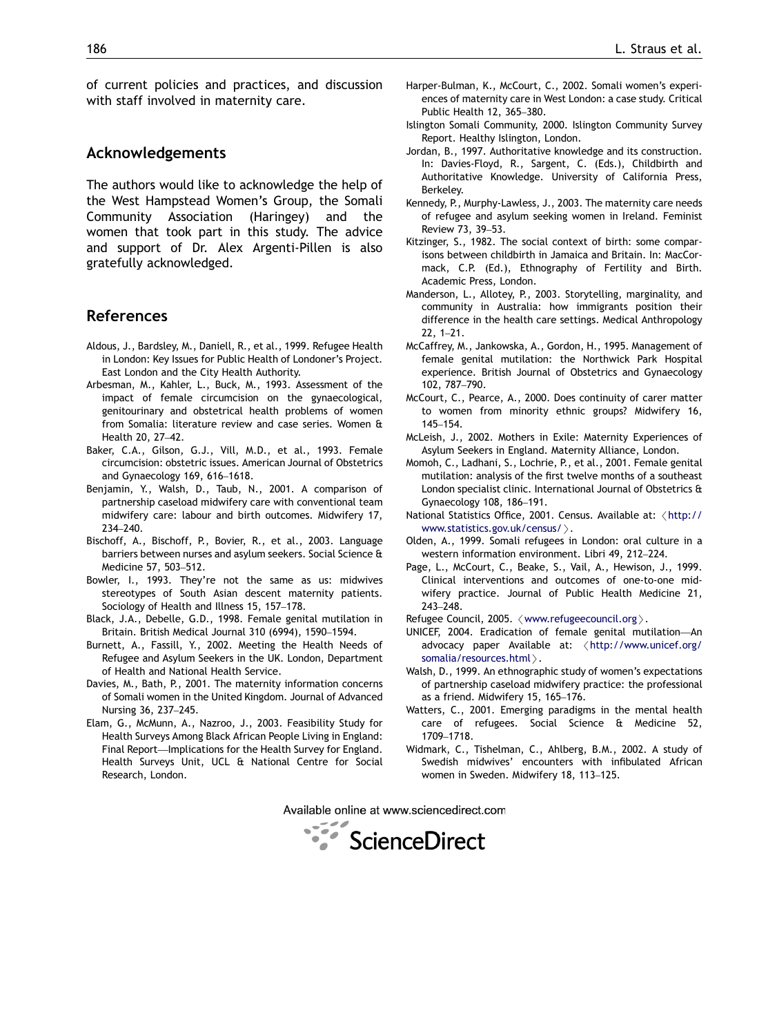of current policies and practices, and discussion with staff involved in maternity care.

## Acknowledgements

The authors would like to acknowledge the help of the West Hampstead Women's Group, the Somali Community Association (Haringey) and the women that took part in this study. The advice and support of Dr. Alex Argenti-Pillen is also gratefully acknowledged.

## References

Aldous, J., Bardsley, M., Daniell, R., et al., 1999. Refugee Health in London: Key Issues for Public Health of Londoner's Project. East London and the City Health Authority.

Arbesman, M., Kahler, L., Buck, M., 1993. Assessment of the impact of female circumcision on the gynaecological, genitourinary and obstetrical health problems of women from Somalia: literature review and case series. Women & Health 20, 27–42.

Baker, C.A., Gilson, G.J., Vill, M.D., et al., 1993. Female circumcision: obstetric issues. American Journal of Obstetrics and Gynaecology 169, 616–1618.

Benjamin, Y., Walsh, D., Taub, N., 2001. A comparison of partnership caseload midwifery care with conventional team midwifery care: labour and birth outcomes. Midwifery 17, 234–240.

Bischoff, A., Bischoff, P., Bovier, R., et al., 2003. Language barriers between nurses and asylum seekers. Social Science & Medicine 57, 503–512.

Bowler, I., 1993. They're not the same as us: midwives stereotypes of South Asian descent maternity patients. Sociology of Health and Illness 15, 157–178.

Black, J.A., Debelle, G.D., 1998. Female genital mutilation in Britain. British Medical Journal 310 (6994), 1590–1594.

Burnett, A., Fassill, Y., 2002. Meeting the Health Needs of Refugee and Asylum Seekers in the UK. London, Department of Health and National Health Service.

Davies, M., Bath, P., 2001. The maternity information concerns of Somali women in the United Kingdom. Journal of Advanced Nursing 36, 237–245.

Elam, G., McMunn, A., Nazroo, J., 2003. Feasibility Study for Health Surveys Among Black African People Living in England: Final Report—Implications for the Health Survey for England. Health Surveys Unit, UCL & National Centre for Social Research, London.

Harper-Bulman, K., McCourt, C., 2002. Somali women's experiences of maternity care in West London: a case study. Critical Public Health 12, 365–380.

Islington Somali Community, 2000. Islington Community Survey Report. Healthy Islington, London.

Jordan, B., 1997. Authoritative knowledge and its construction. In: Davies-Floyd, R., Sargent, C. (Eds.), Childbirth and Authoritative Knowledge. University of California Press, Berkeley.

Kennedy, P., Murphy-Lawless, J., 2003. The maternity care needs of refugee and asylum seeking women in Ireland. Feminist Review 73, 39–53.

Kitzinger, S., 1982. The social context of birth: some comparisons between childbirth in Jamaica and Britain. In: MacCormack, C.P. (Ed.), Ethnography of Fertility and Birth. Academic Press, London.

Manderson, L., Allotey, P., 2003. Storytelling, marginality, and community in Australia: how immigrants position their difference in the health care settings. Medical Anthropology 22, 1–21.

McCaffrey, M., Jankowska, A., Gordon, H., 1995. Management of female genital mutilation: the Northwick Park Hospital experience. British Journal of Obstetrics and Gynaecology 102, 787–790.

McCourt, C., Pearce, A., 2000. Does continuity of carer matter to women from minority ethnic groups? Midwifery 16, 145–154.

McLeish, J., 2002. Mothers in Exile: Maternity Experiences of Asylum Seekers in England. Maternity Alliance, London.

Momoh, C., Ladhani, S., Lochrie, P., et al., 2001. Female genital mutilation: analysis of the first twelve months of a southeast London specialist clinic. International Journal of Obstetrics & Gynaecology 108, 186–191.

National Statistics Office, 2001. Census. Available at: 〈http://www.statistics.gov.uk/census/〉.

Olden, A., 1999. Somali refugees in London: oral culture in a western information environment. Libri 49, 212–224.

Page, L., McCourt, C., Beake, S., Vail, A., Hewison, J., 1999. Clinical interventions and outcomes of one-to-one midwifery practice. Journal of Public Health Medicine 21, 243–248.

Refugee Council, 2005. 〈www.refugeecouncil.org〉.

UNICEF, 2004. Eradication of female genital mutilation—An advocacy paper Available at: 〈http://www.unicef.org/somalia/resources.html〉.

Walsh, D., 1999. An ethnographic study of women's expectations of partnership caseload midwifery practice: the professional as a friend. Midwifery 15, 165–176.

Watters, C., 2001. Emerging paradigms in the mental health care of refugees. Social Science & Medicine 52, 1709–1718.

Widmark, C., Tishelman, C., Ahlberg, B.M., 2002. A study of Swedish midwives' encounters with infibulated African women in Sweden. Midwifery 18, 113–125.